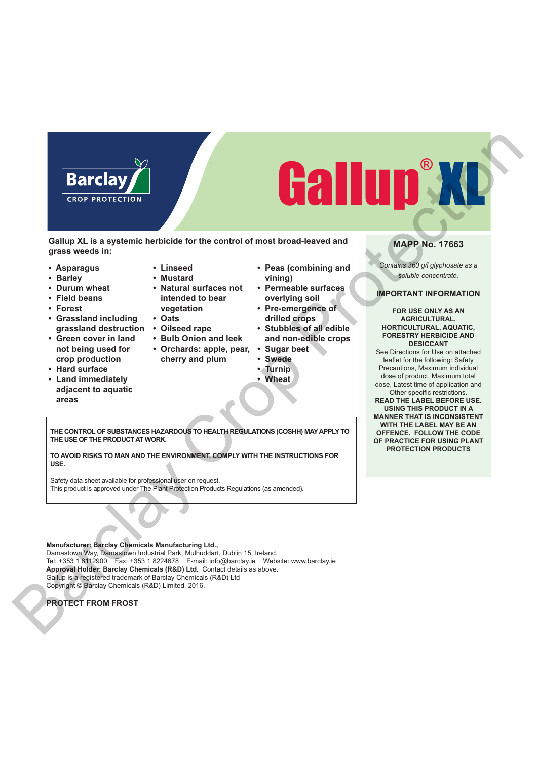Barclay
CROP PROTECTION

# Gallup® XL

**Gallup XL is a systemic herbicide for the control of most broad-leaved and grass weeds in:**

- Asparagus
- Barley
- Durum wheat
- Field beans
- Forest
- Grassland including grassland destruction
- Green cover in land not being used for crop production
- Hard surface
- Land immediately adjacent to aquatic areas
- Linseed
- Mustard
- Natural surfaces not intended to bear vegetation
- Oats
- Oilseed rape
- Bulb Onion and leek
- Orchards: apple, pear, cherry and plum
- Peas (combining and vining)
- Permeable surfaces overlying soil
- Pre-emergence of drilled crops
- Stubbles of all edible and non-edible crops
- Sugar beet
- Swede
- Turnip
- Wheat

## MAPP No. 17663

*Contains 360 g/l glyphosate as a soluble concentrate.*

### IMPORTANT INFORMATION

**FOR USE ONLY AS AN AGRICULTURAL, HORTICULTURAL, AQUATIC, FORESTRY HERBICIDE AND DESICCANT**

See Directions for Use on attached leaflet for the following: Safety Precautions, Maximum individual dose of product, Maximum total dose, Latest time of application and Other specific restrictions.

**READ THE LABEL BEFORE USE. USING THIS PRODUCT IN A MANNER THAT IS INCONSISTENT WITH THE LABEL MAY BE AN OFFENCE. FOLLOW THE CODE OF PRACTICE FOR USING PLANT PROTECTION PRODUCTS**

**THE CONTROL OF SUBSTANCES HAZARDOUS TO HEALTH REGULATIONS (COSHH) MAY APPLY TO THE USE OF THE PRODUCT AT WORK.**

**TO AVOID RISKS TO MAN AND THE ENVIRONMENT, COMPLY WITH THE INSTRUCTIONS FOR USE.**

Safety data sheet available for professional user on request.
This product is approved under The Plant Protection Products Regulations (as amended).

**Manufacturer: Barclay Chemicals Manufacturing Ltd.,**
Damastown Way, Damastown Industrial Park, Mulhuddart, Dublin 15, Ireland.
Tel: +353 1 8112900 Fax: +353 1 8224678 E-mail: info@barclay.ie Website: www.barclay.ie
**Approval Holder: Barclay Chemicals (R&D) Ltd.** Contact details as above.
Gallup is a registered trademark of Barclay Chemicals (R&D) Ltd
Copyright © Barclay Chemicals (R&D) Limited, 2016.

**PROTECT FROM FROST**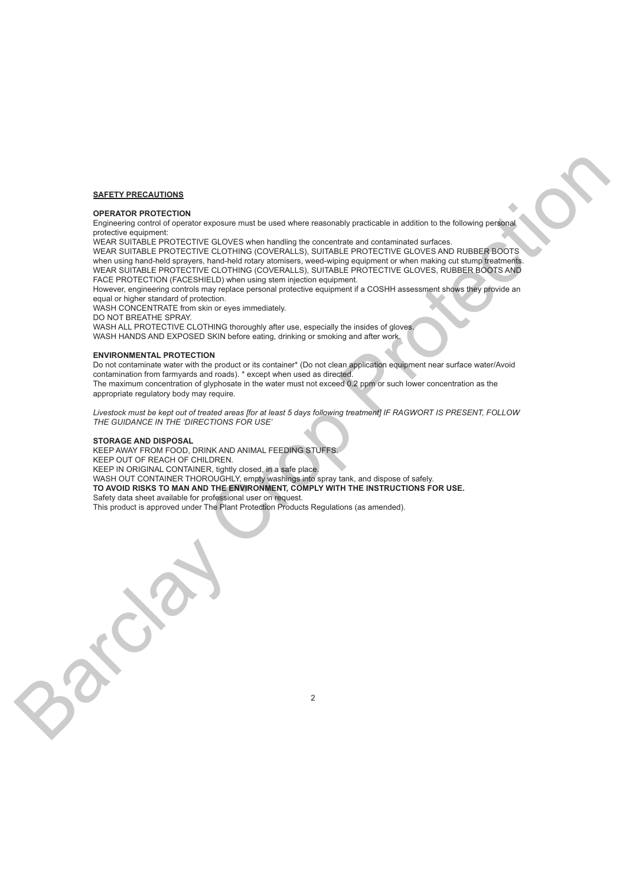## SAFETY PRECAUTIONS

**OPERATOR PROTECTION**

Engineering control of operator exposure must be used where reasonably practicable in addition to the following personal protective equipment:

WEAR SUITABLE PROTECTIVE GLOVES when handling the concentrate and contaminated surfaces.

WEAR SUITABLE PROTECTIVE CLOTHING (COVERALLS), SUITABLE PROTECTIVE GLOVES AND RUBBER BOOTS when using hand-held sprayers, hand-held rotary atomisers, weed-wiping equipment or when making cut stump treatments.

WEAR SUITABLE PROTECTIVE CLOTHING (COVERALLS), SUITABLE PROTECTIVE GLOVES, RUBBER BOOTS AND FACE PROTECTION (FACESHIELD) when using stem injection equipment.

However, engineering controls may replace personal protective equipment if a COSHH assessment shows they provide an equal or higher standard of protection.

WASH CONCENTRATE from skin or eyes immediately.

DO NOT BREATHE SPRAY.

WASH ALL PROTECTIVE CLOTHING thoroughly after use, especially the insides of gloves.

WASH HANDS AND EXPOSED SKIN before eating, drinking or smoking and after work.

**ENVIRONMENTAL PROTECTION**

Do not contaminate water with the product or its container* (Do not clean application equipment near surface water/Avoid contamination from farmyards and roads). * except when used as directed.

The maximum concentration of glyphosate in the water must not exceed 0.2 ppm or such lower concentration as the appropriate regulatory body may require.

*Livestock must be kept out of treated areas [for at least 5 days following treatment] IF RAGWORT IS PRESENT, FOLLOW THE GUIDANCE IN THE 'DIRECTIONS FOR USE'*

**STORAGE AND DISPOSAL**

KEEP AWAY FROM FOOD, DRINK AND ANIMAL FEEDING STUFFS.

KEEP OUT OF REACH OF CHILDREN.

KEEP IN ORIGINAL CONTAINER, tightly closed, in a safe place.

WASH OUT CONTAINER THOROUGHLY, empty washings into spray tank, and dispose of safely.

**TO AVOID RISKS TO MAN AND THE ENVIRONMENT, COMPLY WITH THE INSTRUCTIONS FOR USE.**

Safety data sheet available for professional user on request.

This product is approved under The Plant Protection Products Regulations (as amended).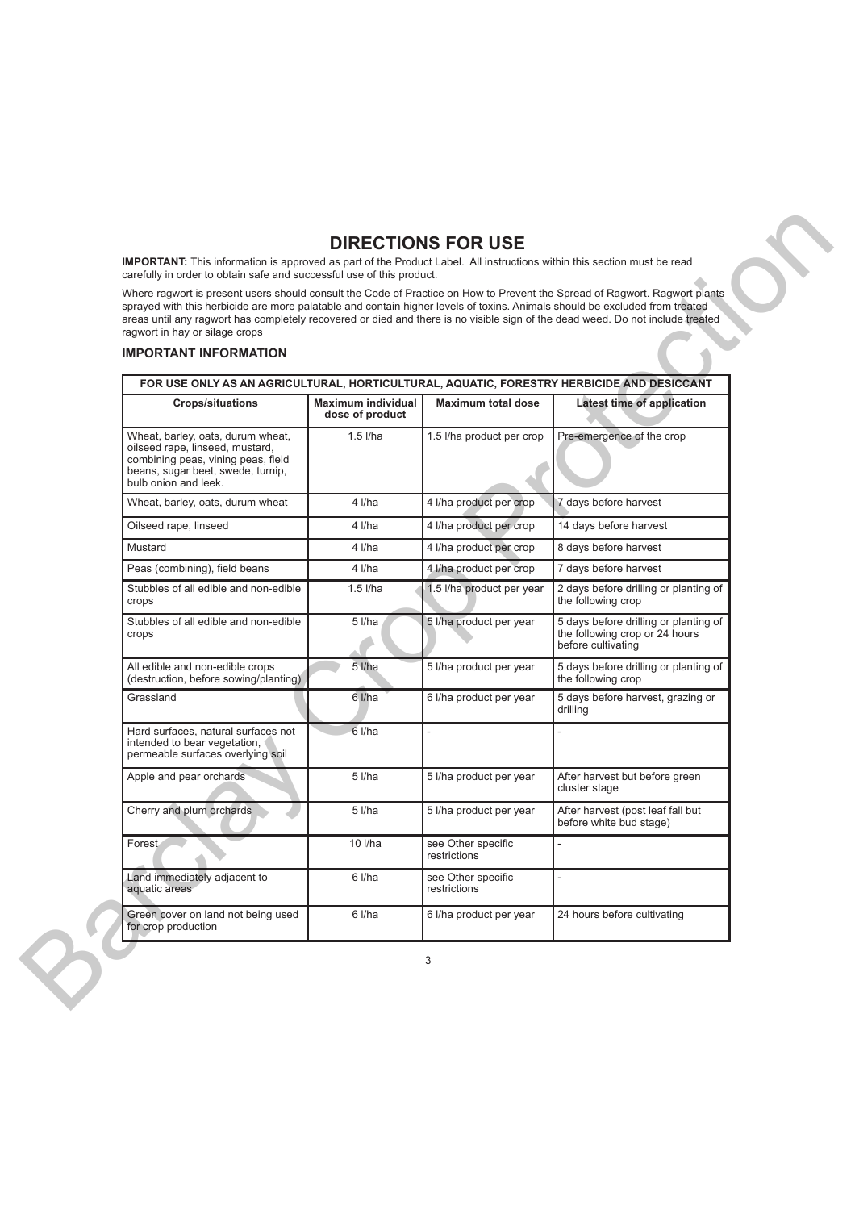# DIRECTIONS FOR USE

**IMPORTANT:** This information is approved as part of the Product Label. All instructions within this section must be read carefully in order to obtain safe and successful use of this product.

Where ragwort is present users should consult the Code of Practice on How to Prevent the Spread of Ragwort. Ragwort plants sprayed with this herbicide are more palatable and contain higher levels of toxins. Animals should be excluded from treated areas until any ragwort has completely recovered or died and there is no visible sign of the dead weed. Do not include treated ragwort in hay or silage crops

### IMPORTANT INFORMATION

| FOR USE ONLY AS AN AGRICULTURAL, HORTICULTURAL, AQUATIC, FORESTRY HERBICIDE AND DESICCANT | | | |
|---|---|---|---|
| **Crops/situations** | **Maximum individual dose of product** | **Maximum total dose** | **Latest time of application** |
| Wheat, barley, oats, durum wheat, oilseed rape, linseed, mustard, combining peas, vining peas, field beans, sugar beet, swede, turnip, bulb onion and leek. | 1.5 l/ha | 1.5 l/ha product per crop | Pre-emergence of the crop |
| Wheat, barley, oats, durum wheat | 4 l/ha | 4 l/ha product per crop | 7 days before harvest |
| Oilseed rape, linseed | 4 l/ha | 4 l/ha product per crop | 14 days before harvest |
| Mustard | 4 l/ha | 4 l/ha product per crop | 8 days before harvest |
| Peas (combining), field beans | 4 l/ha | 4 l/ha product per crop | 7 days before harvest |
| Stubbles of all edible and non-edible crops | 1.5 l/ha | 1.5 l/ha product per year | 2 days before drilling or planting of the following crop |
| Stubbles of all edible and non-edible crops | 5 l/ha | 5 l/ha product per year | 5 days before drilling or planting of the following crop or 24 hours before cultivating |
| All edible and non-edible crops (destruction, before sowing/planting) | 5 l/ha | 5 l/ha product per year | 5 days before drilling or planting of the following crop |
| Grassland | 6 l/ha | 6 l/ha product per year | 5 days before harvest, grazing or drilling |
| Hard surfaces, natural surfaces not intended to bear vegetation, permeable surfaces overlying soil | 6 l/ha | - | - |
| Apple and pear orchards | 5 l/ha | 5 l/ha product per year | After harvest but before green cluster stage |
| Cherry and plum orchards | 5 l/ha | 5 l/ha product per year | After harvest (post leaf fall but before white bud stage) |
| Forest | 10 l/ha | see Other specific restrictions | - |
| Land immediately adjacent to aquatic areas | 6 l/ha | see Other specific restrictions | - |
| Green cover on land not being used for crop production | 6 l/ha | 6 l/ha product per year | 24 hours before cultivating |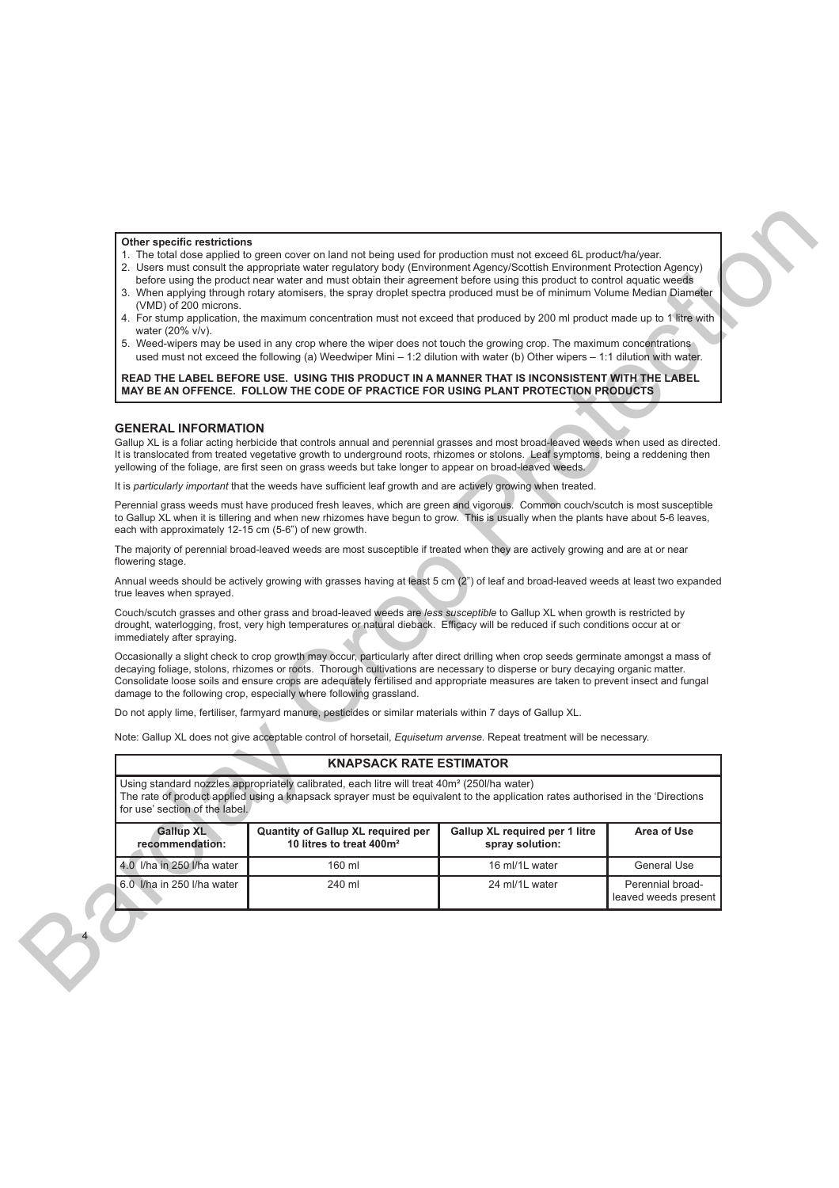**Other specific restrictions**

1. The total dose applied to green cover on land not being used for production must not exceed 6L product/ha/year.
2. Users must consult the appropriate water regulatory body (Environment Agency/Scottish Environment Protection Agency) before using the product near water and must obtain their agreement before using this product to control aquatic weeds
3. When applying through rotary atomisers, the spray droplet spectra produced must be of minimum Volume Median Diameter (VMD) of 200 microns.
4. For stump application, the maximum concentration must not exceed that produced by 200 ml product made up to 1 litre with water (20% v/v).
5. Weed-wipers may be used in any crop where the wiper does not touch the growing crop. The maximum concentrations used must not exceed the following (a) Weedwiper Mini – 1:2 dilution with water (b) Other wipers – 1:1 dilution with water.

**READ THE LABEL BEFORE USE. USING THIS PRODUCT IN A MANNER THAT IS INCONSISTENT WITH THE LABEL MAY BE AN OFFENCE. FOLLOW THE CODE OF PRACTICE FOR USING PLANT PROTECTION PRODUCTS**

## GENERAL INFORMATION

Gallup XL is a foliar acting herbicide that controls annual and perennial grasses and most broad-leaved weeds when used as directed. It is translocated from treated vegetative growth to underground roots, rhizomes or stolons. Leaf symptoms, being a reddening then yellowing of the foliage, are first seen on grass weeds but take longer to appear on broad-leaved weeds.

It is *particularly important* that the weeds have sufficient leaf growth and are actively growing when treated.

Perennial grass weeds must have produced fresh leaves, which are green and vigorous. Common couch/scutch is most susceptible to Gallup XL when it is tillering and when new rhizomes have begun to grow. This is usually when the plants have about 5-6 leaves, each with approximately 12-15 cm (5-6") of new growth.

The majority of perennial broad-leaved weeds are most susceptible if treated when they are actively growing and are at or near flowering stage.

Annual weeds should be actively growing with grasses having at least 5 cm (2") of leaf and broad-leaved weeds at least two expanded true leaves when sprayed.

Couch/scutch grasses and other grass and broad-leaved weeds are *less susceptible* to Gallup XL when growth is restricted by drought, waterlogging, frost, very high temperatures or natural dieback. Efficacy will be reduced if such conditions occur at or immediately after spraying.

Occasionally a slight check to crop growth may occur, particularly after direct drilling when crop seeds germinate amongst a mass of decaying foliage, stolons, rhizomes or roots. Thorough cultivations are necessary to disperse or bury decaying organic matter. Consolidate loose soils and ensure crops are adequately fertilised and appropriate measures are taken to prevent insect and fungal damage to the following crop, especially where following grassland.

Do not apply lime, fertiliser, farmyard manure, pesticides or similar materials within 7 days of Gallup XL.

Note: Gallup XL does not give acceptable control of horsetail, *Equisetum arvense*. Repeat treatment will be necessary.

**KNAPSACK RATE ESTIMATOR**

Using standard nozzles appropriately calibrated, each litre will treat 40m² (250l/ha water)
The rate of product applied using a knapsack sprayer must be equivalent to the application rates authorised in the 'Directions for use' section of the label.

| Gallup XL recommendation: | Quantity of Gallup XL required per 10 litres to treat 400m² | Gallup XL required per 1 litre spray solution: | Area of Use |
|---|---|---|---|
| 4.0 l/ha in 250 l/ha water | 160 ml | 16 ml/1L water | General Use |
| 6.0 l/ha in 250 l/ha water | 240 ml | 24 ml/1L water | Perennial broad-leaved weeds present |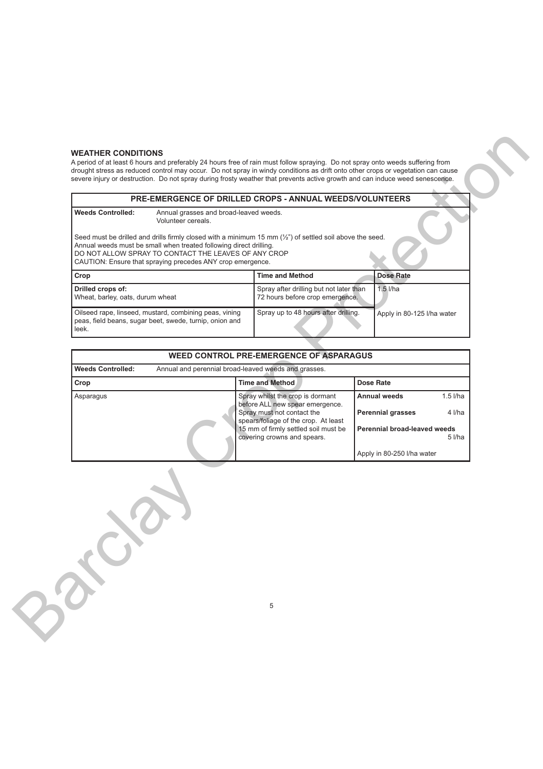## WEATHER CONDITIONS

A period of at least 6 hours and preferably 24 hours free of rain must follow spraying. Do not spray onto weeds suffering from drought stress as reduced control may occur. Do not spray in windy conditions as drift onto other crops or vegetation can cause severe injury or destruction. Do not spray during frosty weather that prevents active growth and can induce weed senescence.

| PRE-EMERGENCE OF DRILLED CROPS - ANNUAL WEEDS/VOLUNTEERS | | |
|---|---|---|
| **Weeds Controlled:** Annual grasses and broad-leaved weeds. Volunteer cereals.<br><br>Seed must be drilled and drills firmly closed with a minimum 15 mm (½") of settled soil above the seed. Annual weeds must be small when treated following direct drilling.<br>DO NOT ALLOW SPRAY TO CONTACT THE LEAVES OF ANY CROP<br>CAUTION: Ensure that spraying precedes ANY crop emergence. | | |
| **Crop** | **Time and Method** | **Dose Rate** |
| **Drilled crops of:** Wheat, barley, oats, durum wheat | Spray after drilling but not later than 72 hours before crop emergence. | 1.5 l/ha |
| Oilseed rape, linseed, mustard, combining peas, vining peas, field beans, sugar beet, swede, turnip, onion and leek. | Spray up to 48 hours after drilling. | Apply in 80-125 l/ha water |

| WEED CONTROL PRE-EMERGENCE OF ASPARAGUS | | |
|---|---|---|
| **Weeds Controlled:** Annual and perennial broad-leaved weeds and grasses. | | |
| **Crop** | **Time and Method** | **Dose Rate** |
| Asparagus | Spray whilst the crop is dormant before ALL new spear emergence. Spray must not contact the spears/foliage of the crop. At least 15 mm of firmly settled soil must be covering crowns and spears. | **Annual weeds** 1.5 l/ha<br>**Perennial grasses** 4 l/ha<br>**Perennial broad-leaved weeds** 5 l/ha<br><br>Apply in 80-250 l/ha water |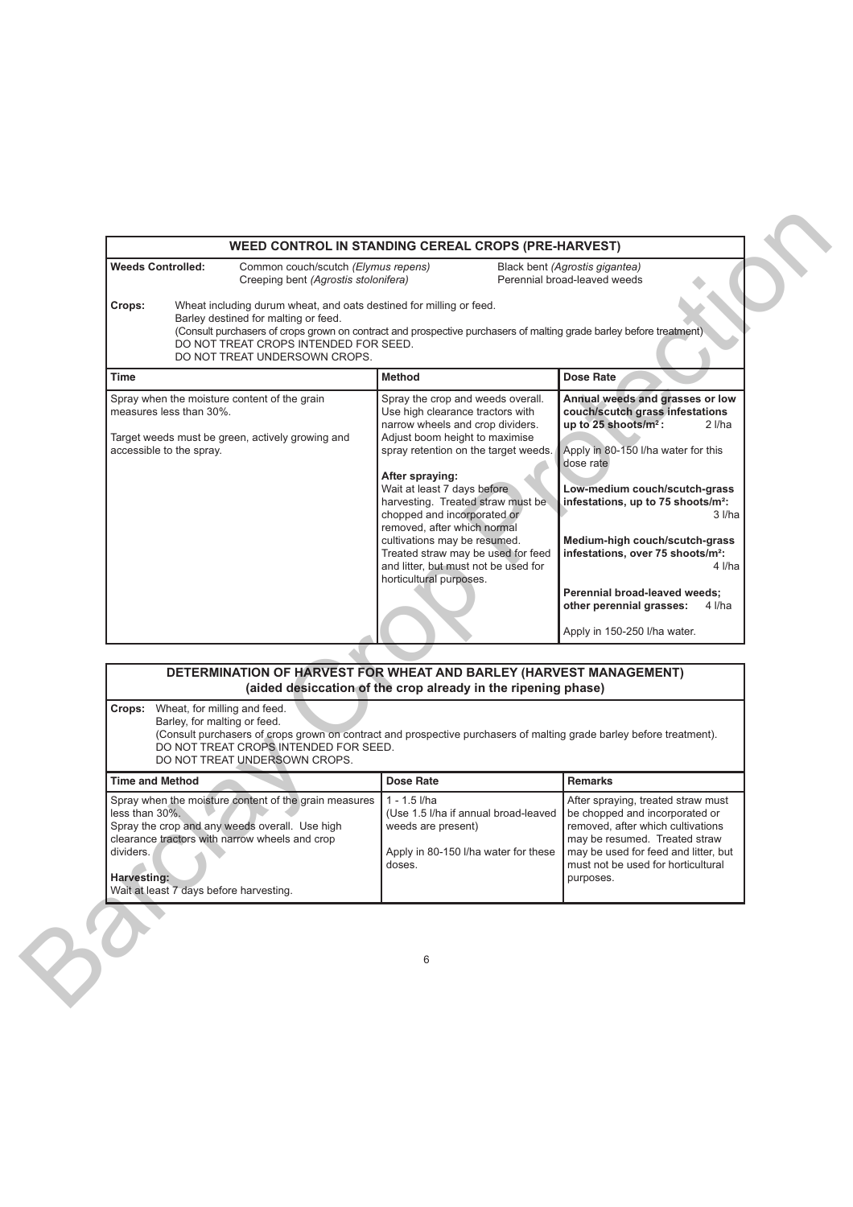## WEED CONTROL IN STANDING CEREAL CROPS (PRE-HARVEST)

**Weeds Controlled:** Common couch/scutch *(Elymus repens)*, Creeping bent *(Agrostis stolonifera)*, Black bent *(Agrostis gigantea)*, Perennial broad-leaved weeds

**Crops:** Wheat including durum wheat, and oats destined for milling or feed.
Barley destined for malting or feed.
(Consult purchasers of crops grown on contract and prospective purchasers of malting grade barley before treatment)
DO NOT TREAT CROPS INTENDED FOR SEED.
DO NOT TREAT UNDERSOWN CROPS.

| Time | Method | Dose Rate |
|---|---|---|
| Spray when the moisture content of the grain measures less than 30%.<br><br>Target weeds must be green, actively growing and accessible to the spray. | Spray the crop and weeds overall. Use high clearance tractors with narrow wheels and crop dividers. Adjust boom height to maximise spray retention on the target weeds.<br><br>**After spraying:**<br>Wait at least 7 days before harvesting. Treated straw must be chopped and incorporated or removed, after which normal cultivations may be resumed. Treated straw may be used for feed and litter, but must not be used for horticultural purposes. | **Annual weeds and grasses or low couch/scutch grass infestations up to 25 shoots/m²:** 2 l/ha<br><br>Apply in 80-150 l/ha water for this dose rate<br><br>**Low-medium couch/scutch-grass infestations, up to 75 shoots/m²:** 3 l/ha<br><br>**Medium-high couch/scutch-grass infestations, over 75 shoots/m²:** 4 l/ha<br><br>**Perennial broad-leaved weeds; other perennial grasses:** 4 l/ha<br><br>Apply in 150-250 l/ha water. |

## DETERMINATION OF HARVEST FOR WHEAT AND BARLEY (HARVEST MANAGEMENT)
### (aided desiccation of the crop already in the ripening phase)

**Crops:** Wheat, for milling and feed.
Barley, for malting or feed.
(Consult purchasers of crops grown on contract and prospective purchasers of malting grade barley before treatment).
DO NOT TREAT CROPS INTENDED FOR SEED.
DO NOT TREAT UNDERSOWN CROPS.

| Time and Method | Dose Rate | Remarks |
|---|---|---|
| Spray when the moisture content of the grain measures less than 30%.<br>Spray the crop and any weeds overall. Use high clearance tractors with narrow wheels and crop dividers.<br><br>**Harvesting:**<br>Wait at least 7 days before harvesting. | 1 - 1.5 l/ha<br>(Use 1.5 l/ha if annual broad-leaved weeds are present)<br><br>Apply in 80-150 l/ha water for these doses. | After spraying, treated straw must be chopped and incorporated or removed, after which cultivations may be resumed. Treated straw may be used for feed and litter, but must not be used for horticultural purposes. |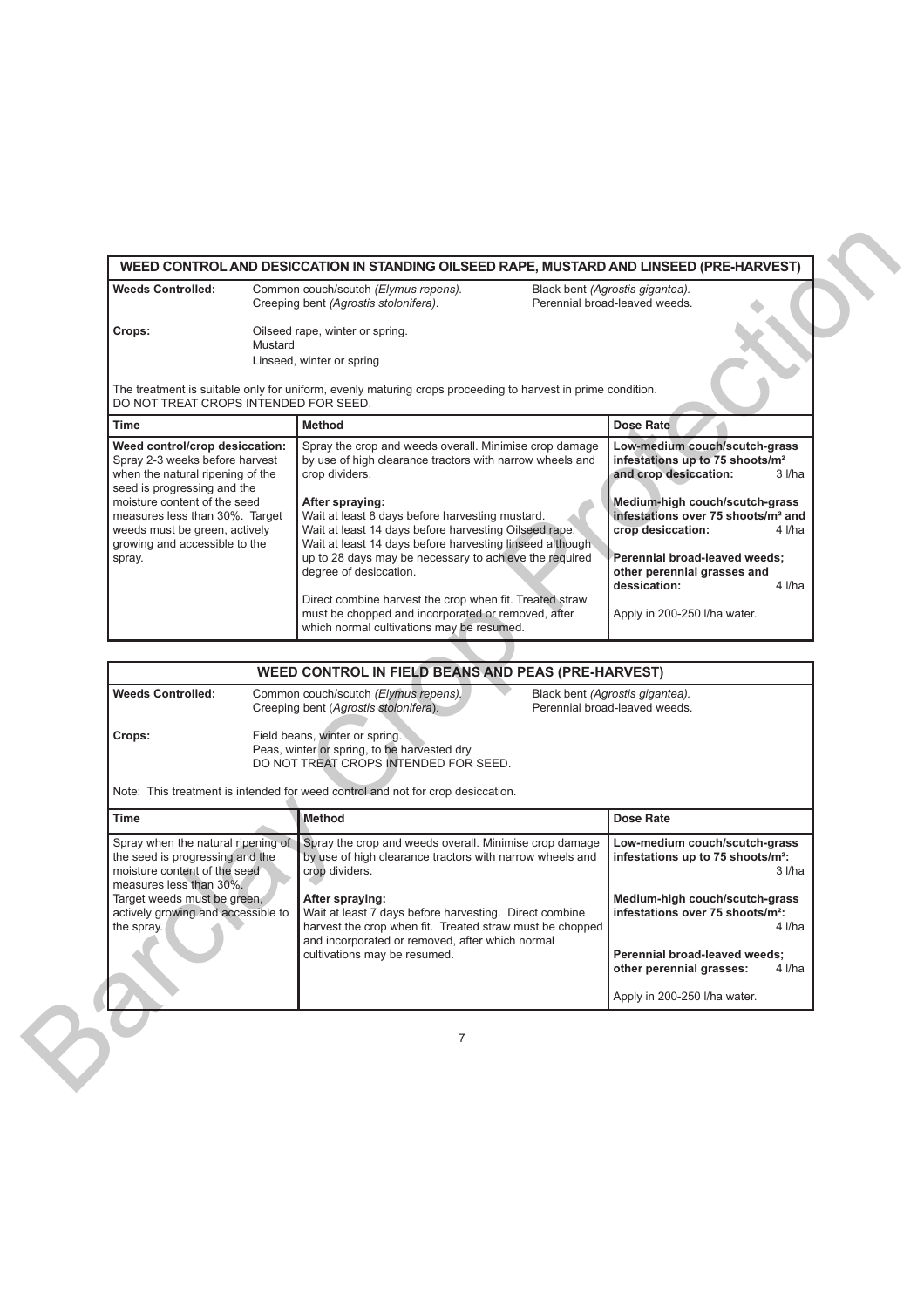## WEED CONTROL AND DESICCATION IN STANDING OILSEED RAPE, MUSTARD AND LINSEED (PRE-HARVEST)

**Weeds Controlled:** Common couch/scutch *(Elymus repens)*. Creeping bent *(Agrostis stolonifera)*. Black bent *(Agrostis gigantea)*. Perennial broad-leaved weeds.

**Crops:** Oilseed rape, winter or spring. Mustard. Linseed, winter or spring

The treatment is suitable only for uniform, evenly maturing crops proceeding to harvest in prime condition.
DO NOT TREAT CROPS INTENDED FOR SEED.

| Time | Method | Dose Rate |
|---|---|---|
| **Weed control/crop desiccation:** Spray 2-3 weeks before harvest when the natural ripening of the seed is progressing and the moisture content of the seed measures less than 30%. Target weeds must be green, actively growing and accessible to the spray. | Spray the crop and weeds overall. Minimise crop damage by use of high clearance tractors with narrow wheels and crop dividers.<br><br>**After spraying:**<br>Wait at least 8 days before harvesting mustard.<br>Wait at least 14 days before harvesting Oilseed rape.<br>Wait at least 14 days before harvesting linseed although up to 28 days may be necessary to achieve the required degree of desiccation.<br><br>Direct combine harvest the crop when fit. Treated straw must be chopped and incorporated or removed, after which normal cultivations may be resumed. | **Low-medium couch/scutch-grass infestations up to 75 shoots/m² and crop desiccation:** 3 l/ha<br><br>**Medium-high couch/scutch-grass infestations over 75 shoots/m² and crop desiccation:** 4 l/ha<br><br>**Perennial broad-leaved weeds; other perennial grasses and dessication:** 4 l/ha<br><br>Apply in 200-250 l/ha water. |

## WEED CONTROL IN FIELD BEANS AND PEAS (PRE-HARVEST)

**Weeds Controlled:** Common couch/scutch *(Elymus repens)*. Creeping bent (*Agrostis stolonifera*). Black bent *(Agrostis gigantea)*. Perennial broad-leaved weeds.

**Crops:** Field beans, winter or spring. Peas, winter or spring, to be harvested dry
DO NOT TREAT CROPS INTENDED FOR SEED.

Note: This treatment is intended for weed control and not for crop desiccation.

| Time | Method | Dose Rate |
|---|---|---|
| Spray when the natural ripening of the seed is progressing and the moisture content of the seed measures less than 30%. Target weeds must be green, actively growing and accessible to the spray. | Spray the crop and weeds overall. Minimise crop damage by use of high clearance tractors with narrow wheels and crop dividers.<br><br>**After spraying:**<br>Wait at least 7 days before harvesting. Direct combine harvest the crop when fit. Treated straw must be chopped and incorporated or removed, after which normal cultivations may be resumed. | **Low-medium couch/scutch-grass infestations up to 75 shoots/m²:** 3 l/ha<br><br>**Medium-high couch/scutch-grass infestations over 75 shoots/m²:** 4 l/ha<br><br>**Perennial broad-leaved weeds; other perennial grasses:** 4 l/ha<br><br>Apply in 200-250 l/ha water. |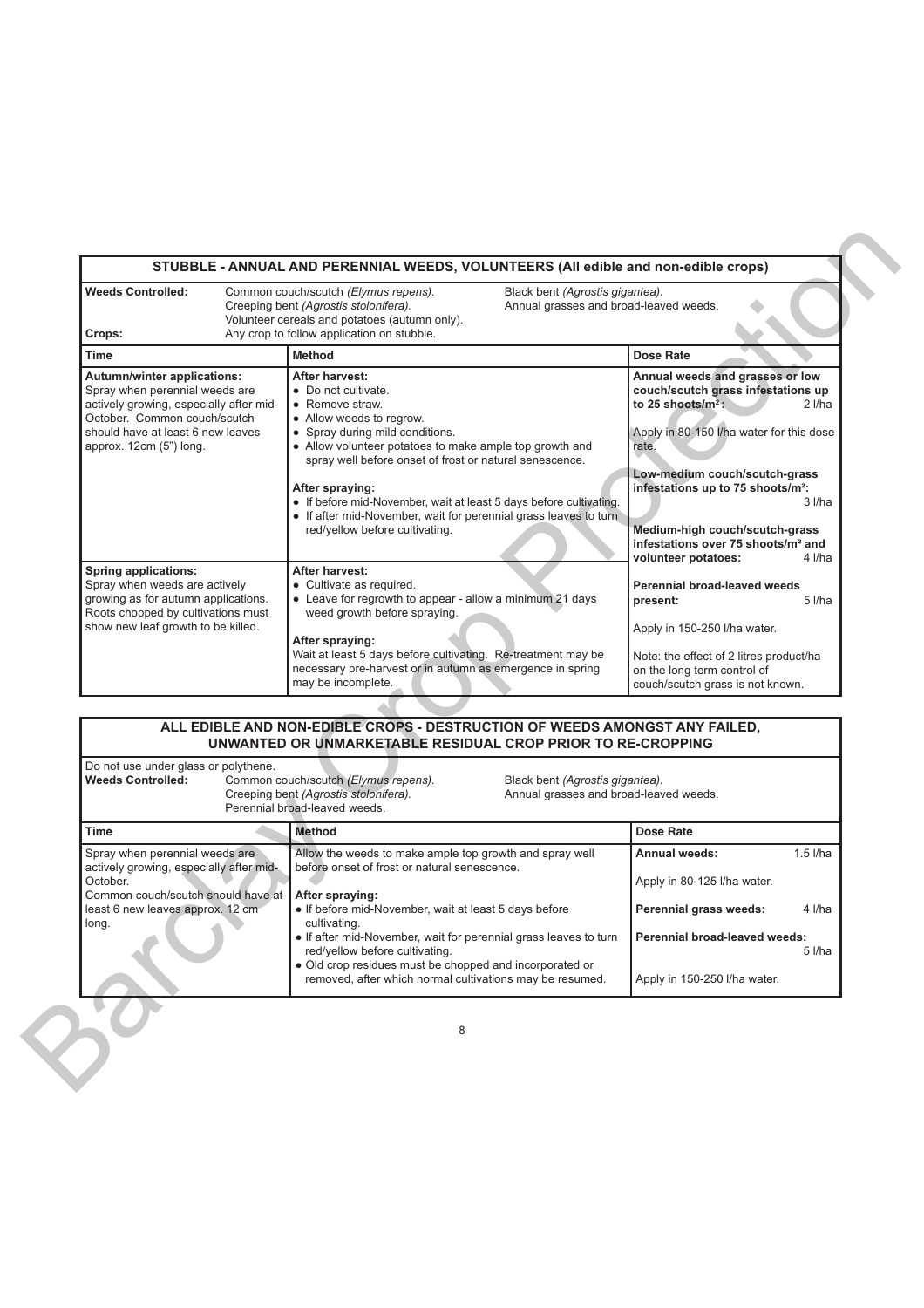## STUBBLE - ANNUAL AND PERENNIAL WEEDS, VOLUNTEERS (All edible and non-edible crops)

**Weeds Controlled:** Common couch/scutch *(Elymus repens)*. Creeping bent *(Agrostis stolonifera)*. Volunteer cereals and potatoes (autumn only). Black bent *(Agrostis gigantea)*. Annual grasses and broad-leaved weeds.

**Crops:** Any crop to follow application on stubble.

| Time | Method | Dose Rate |
|---|---|---|
| **Autumn/winter applications:** Spray when perennial weeds are actively growing, especially after mid-October. Common couch/scutch should have at least 6 new leaves approx. 12cm (5") long. | **After harvest:** <br>• Do not cultivate. <br>• Remove straw. <br>• Allow weeds to regrow. <br>• Spray during mild conditions. <br>• Allow volunteer potatoes to make ample top growth and spray well before onset of frost or natural senescence. <br><br>**After spraying:** <br>• If before mid-November, wait at least 5 days before cultivating. <br>• If after mid-November, wait for perennial grass leaves to turn red/yellow before cultivating. | **Annual weeds and grasses or low couch/scutch grass infestations up to 25 shoots/m²:** 2 l/ha <br><br>Apply in 80-150 l/ha water for this dose rate. <br><br>**Low-medium couch/scutch-grass infestations up to 75 shoots/m²:** 3 l/ha <br><br>**Medium-high couch/scutch-grass infestations over 75 shoots/m² and volunteer potatoes:** 4 l/ha <br><br>**Perennial broad-leaved weeds present:** 5 l/ha <br><br>Apply in 150-250 l/ha water. <br><br>Note: the effect of 2 litres product/ha on the long term control of couch/scutch grass is not known. |
| **Spring applications:** Spray when weeds are actively growing as for autumn applications. Roots chopped by cultivations must show new leaf growth to be killed. | **After harvest:** <br>• Cultivate as required. <br>• Leave for regrowth to appear - allow a minimum 21 days weed growth before spraying. <br><br>**After spraying:** <br>Wait at least 5 days before cultivating. Re-treatment may be necessary pre-harvest or in autumn as emergence in spring may be incomplete. | |

## ALL EDIBLE AND NON-EDIBLE CROPS - DESTRUCTION OF WEEDS AMONGST ANY FAILED, UNWANTED OR UNMARKETABLE RESIDUAL CROP PRIOR TO RE-CROPPING

Do not use under glass or polythene.

**Weeds Controlled:** Common couch/scutch *(Elymus repens)*. Creeping bent *(Agrostis stolonifera)*. Perennial broad-leaved weeds. Black bent *(Agrostis gigantea)*. Annual grasses and broad-leaved weeds.

| Time | Method | Dose Rate |
|---|---|---|
| Spray when perennial weeds are actively growing, especially after mid-October. <br>Common couch/scutch should have at least 6 new leaves approx. 12 cm long. | Allow the weeds to make ample top growth and spray well before onset of frost or natural senescence. <br><br>**After spraying:** <br>• If before mid-November, wait at least 5 days before cultivating. <br>• If after mid-November, wait for perennial grass leaves to turn red/yellow before cultivating. <br>• Old crop residues must be chopped and incorporated or removed, after which normal cultivations may be resumed. | **Annual weeds:** 1.5 l/ha <br><br>Apply in 80-125 l/ha water. <br><br>**Perennial grass weeds:** 4 l/ha <br><br>**Perennial broad-leaved weeds:** 5 l/ha <br><br>Apply in 150-250 l/ha water. |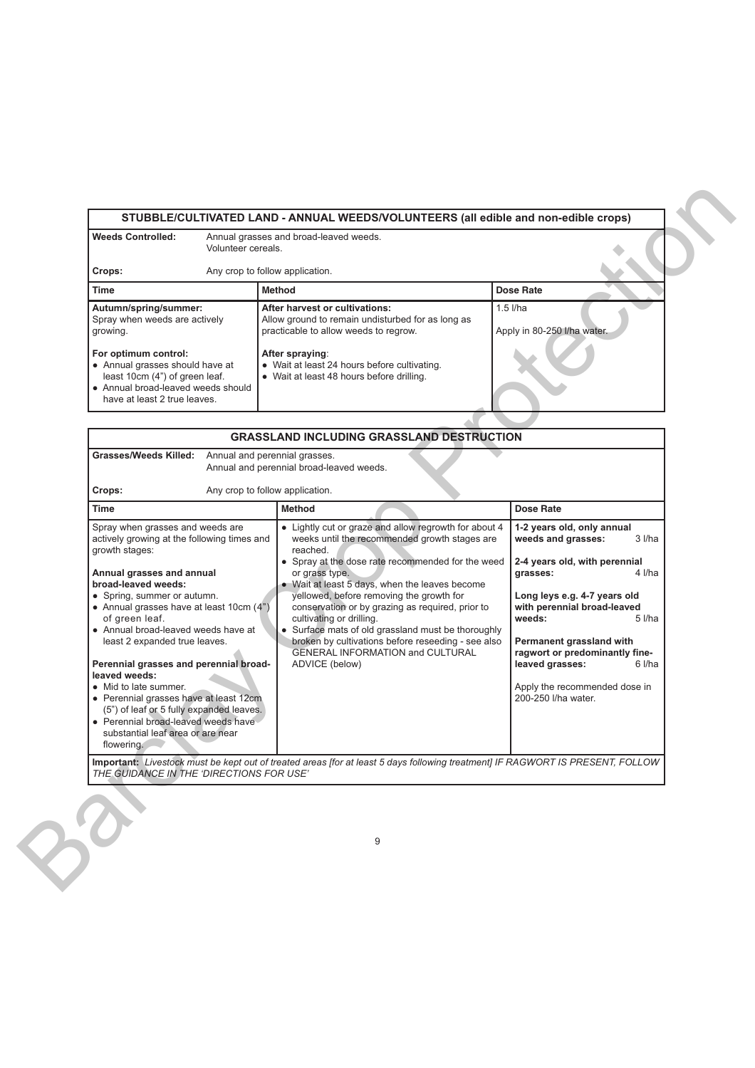## STUBBLE/CULTIVATED LAND - ANNUAL WEEDS/VOLUNTEERS (all edible and non-edible crops)

**Weeds Controlled:** Annual grasses and broad-leaved weeds.
Volunteer cereals.

**Crops:** Any crop to follow application.

| Time | Method | Dose Rate |
|---|---|---|
| **Autumn/spring/summer:** Spray when weeds are actively growing.<br><br>**For optimum control:**<br>● Annual grasses should have at least 10cm (4") of green leaf.<br>● Annual broad-leaved weeds should have at least 2 true leaves. | **After harvest or cultivations:** Allow ground to remain undisturbed for as long as practicable to allow weeds to regrow.<br><br>**After spraying**:<br>● Wait at least 24 hours before cultivating.<br>● Wait at least 48 hours before drilling. | 1.5 l/ha<br><br>Apply in 80-250 l/ha water. |

## GRASSLAND INCLUDING GRASSLAND DESTRUCTION

**Grasses/Weeds Killed:** Annual and perennial grasses.
Annual and perennial broad-leaved weeds.

**Crops:** Any crop to follow application.

| Time | Method | Dose Rate |
|---|---|---|
| Spray when grasses and weeds are actively growing at the following times and growth stages:<br><br>**Annual grasses and annual broad-leaved weeds:**<br>● Spring, summer or autumn.<br>● Annual grasses have at least 10cm (4") of green leaf.<br>● Annual broad-leaved weeds have at least 2 expanded true leaves.<br><br>**Perennial grasses and perennial broad-leaved weeds:**<br>● Mid to late summer.<br>● Perennial grasses have at least 12cm (5") of leaf or 5 fully expanded leaves.<br>● Perennial broad-leaved weeds have substantial leaf area or are near flowering. | ● Lightly cut or graze and allow regrowth for about 4 weeks until the recommended growth stages are reached.<br>● Spray at the dose rate recommended for the weed or grass type.<br>● Wait at least 5 days, when the leaves become yellowed, before removing the growth for conservation or by grazing as required, prior to cultivating or drilling.<br>● Surface mats of old grassland must be thoroughly broken by cultivations before reseeding - see also GENERAL INFORMATION and CULTURAL ADVICE (below) | **1-2 years old, only annual weeds and grasses:** 3 l/ha<br><br>**2-4 years old, with perennial grasses:** 4 l/ha<br><br>**Long leys e.g. 4-7 years old with perennial broad-leaved weeds:** 5 l/ha<br><br>**Permanent grassland with ragwort or predominantly fine-leaved grasses:** 6 l/ha<br><br>Apply the recommended dose in 200-250 l/ha water. |

**Important:** *Livestock must be kept out of treated areas [for at least 5 days following treatment] IF RAGWORT IS PRESENT, FOLLOW THE GUIDANCE IN THE 'DIRECTIONS FOR USE'*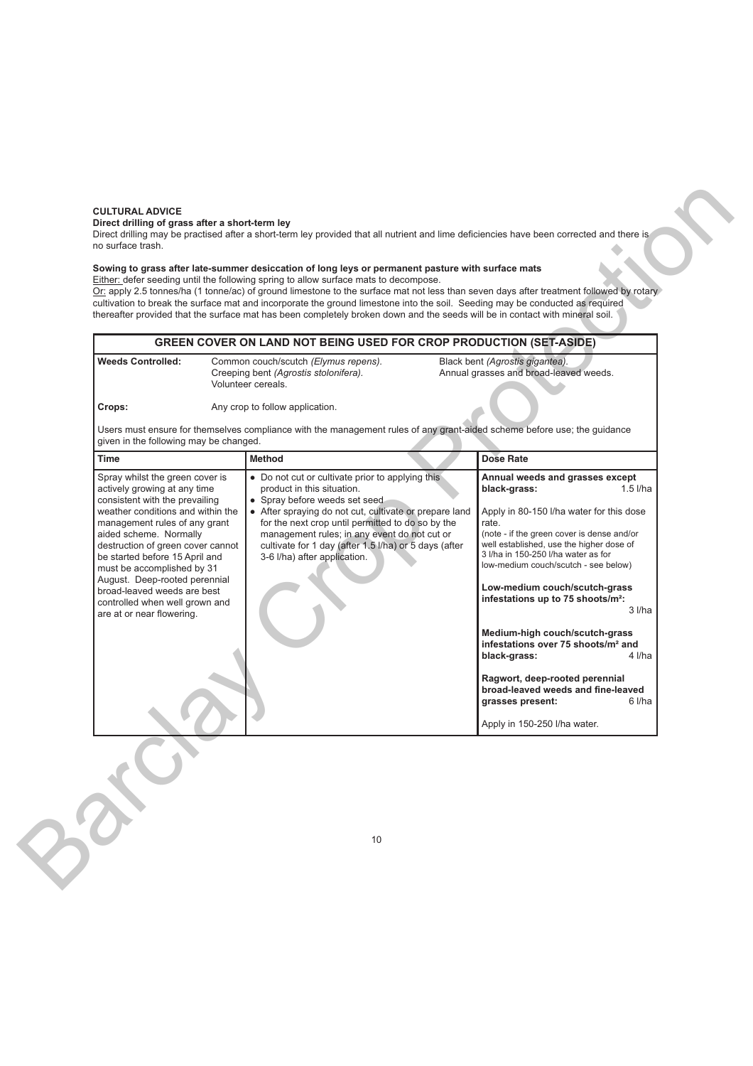**CULTURAL ADVICE**

**Direct drilling of grass after a short-term ley**

Direct drilling may be practised after a short-term ley provided that all nutrient and lime deficiencies have been corrected and there is no surface trash.

**Sowing to grass after late-summer desiccation of long leys or permanent pasture with surface mats**

Either: defer seeding until the following spring to allow surface mats to decompose.

Or: apply 2.5 tonnes/ha (1 tonne/ac) of ground limestone to the surface mat not less than seven days after treatment followed by rotary cultivation to break the surface mat and incorporate the ground limestone into the soil. Seeding may be conducted as required thereafter provided that the surface mat has been completely broken down and the seeds will be in contact with mineral soil.

## GREEN COVER ON LAND NOT BEING USED FOR CROP PRODUCTION (SET-ASIDE)

**Weeds Controlled:** Common couch/scutch *(Elymus repens)*. Creeping bent *(Agrostis stolonifera)*. Volunteer cereals. Black bent *(Agrostis gigantea)*. Annual grasses and broad-leaved weeds.

**Crops:** Any crop to follow application.

Users must ensure for themselves compliance with the management rules of any grant-aided scheme before use; the guidance given in the following may be changed.

| Time | Method | Dose Rate |
|---|---|---|
| Spray whilst the green cover is actively growing at any time consistent with the prevailing weather conditions and within the management rules of any grant aided scheme. Normally destruction of green cover cannot be started before 15 April and must be accomplished by 31 August. Deep-rooted perennial broad-leaved weeds are best controlled when well grown and are at or near flowering. | • Do not cut or cultivate prior to applying this product in this situation.<br>• Spray before weeds set seed.<br>• After spraying do not cut, cultivate or prepare land for the next crop until permitted to do so by the management rules; in any event do not cut or cultivate for 1 day (after 1.5 l/ha) or 5 days (after 3-6 l/ha) after application. | **Annual weeds and grasses except black-grass:** 1.5 l/ha<br><br>Apply in 80-150 l/ha water for this dose rate.<br>(note - if the green cover is dense and/or well established, use the higher dose of 3 l/ha in 150-250 l/ha water as for low-medium couch/scutch - see below)<br><br>**Low-medium couch/scutch-grass infestations up to 75 shoots/m²:** 3 l/ha<br><br>**Medium-high couch/scutch-grass infestations over 75 shoots/m² and black-grass:** 4 l/ha<br><br>**Ragwort, deep-rooted perennial broad-leaved weeds and fine-leaved grasses present:** 6 l/ha<br><br>Apply in 150-250 l/ha water. |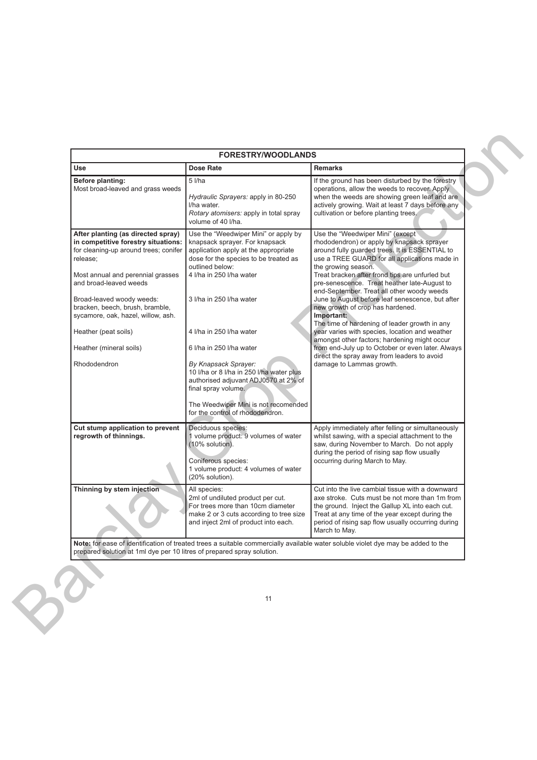| FORESTRY/WOODLANDS | | |
|---|---|---|
| **Use** | **Dose Rate** | **Remarks** |
| **Before planting:** Most broad-leaved and grass weeds | 5 l/ha<br><br>*Hydraulic Sprayers:* apply in 80-250 l/ha water.<br>*Rotary atomisers:* apply in total spray volume of 40 l/ha. | If the ground has been disturbed by the forestry operations, allow the weeds to recover. Apply when the weeds are showing green leaf and are actively growing. Wait at least 7 days before any cultivation or before planting trees. |
| **After planting (as directed spray) in competitive forestry situations:** for cleaning-up around trees; conifer release;<br><br>Most annual and perennial grasses and broad-leaved weeds<br><br>Broad-leaved woody weeds: bracken, beech, brush, bramble, sycamore, oak, hazel, willow, ash.<br><br>Heather (peat soils)<br><br>Heather (mineral soils)<br><br>Rhododendron | Use the "Weedwiper Mini" or apply by knapsack sprayer. For knapsack application apply at the appropriate dose for the species to be treated as outlined below:<br>4 l/ha in 250 l/ha water<br><br>3 l/ha in 250 l/ha water<br><br>4 l/ha in 250 l/ha water<br><br>6 l/ha in 250 l/ha water<br><br>*By Knapsack Sprayer:*<br>10 l/ha or 8 l/ha in 250 l/ha water plus authorised adjuvant ADJ0570 at 2% of final spray volume.<br><br>The Weedwiper Mini is not recomended for the control of rhododendron. | Use the "Weedwiper Mini" (except rhododendron) or apply by knapsack sprayer around fully guarded trees. It is ESSENTIAL to use a TREE GUARD for all applications made in the growing season.<br>Treat bracken after frond tips are unfurled but pre-senescence. Treat heather late-August to end-September. Treat all other woody weeds June to August before leaf senescence, but after new growth of crop has hardened.<br>**Important:**<br>The time of hardening of leader growth in any year varies with species, location and weather amongst other factors; hardening might occur from end-July up to October or even later. Always direct the spray away from leaders to avoid damage to Lammas growth. |
| **Cut stump application to prevent regrowth of thinnings.** | Deciduous species:<br>1 volume product: 9 volumes of water (10% solution).<br><br>Coniferous species:<br>1 volume product: 4 volumes of water (20% solution). | Apply immediately after felling or simultaneously whilst sawing, with a special attachment to the saw, during November to March. Do not apply during the period of rising sap flow usually occurring during March to May. |
| **Thinning by stem injection** | All species:<br>2ml of undiluted product per cut.<br>For trees more than 10cm diameter make 2 or 3 cuts according to tree size and inject 2ml of product into each. | Cut into the live cambial tissue with a downward axe stroke. Cuts must be not more than 1m from the ground. Inject the Gallup XL into each cut. Treat at any time of the year except during the period of rising sap flow usually occurring during March to May. |
| **Note:** for ease of identification of treated trees a suitable commercially available water soluble violet dye may be added to the prepared solution at 1ml dye per 10 litres of prepared spray solution. | | |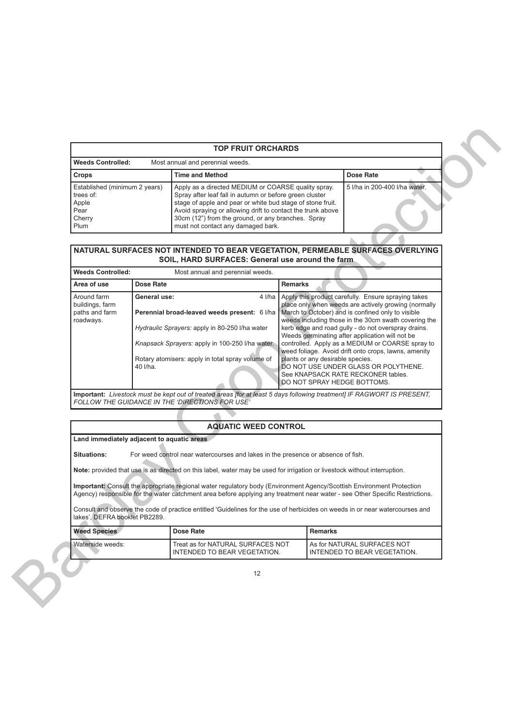## TOP FRUIT ORCHARDS

**Weeds Controlled:** Most annual and perennial weeds.

| Crops | Time and Method | Dose Rate |
| --- | --- | --- |
| Established (minimum 2 years) trees of: Apple Pear Cherry Plum | Apply as a directed MEDIUM or COARSE quality spray. Spray after leaf fall in autumn or before green cluster stage of apple and pear or white bud stage of stone fruit. Avoid spraying or allowing drift to contact the trunk above 30cm (12") from the ground, or any branches. Spray must not contact any damaged bark. | 5 l/ha in 200-400 l/ha water. |

## NATURAL SURFACES NOT INTENDED TO BEAR VEGETATION, PERMEABLE SURFACES OVERLYING SOIL, HARD SURFACES: General use around the farm

**Weeds Controlled:** Most annual and perennial weeds.

| Area of use | Dose Rate | Remarks |
| --- | --- | --- |
| Around farm buildings, farm paths and farm roadways. | **General use:** 4 l/ha<br><br>**Perennial broad-leaved weeds present:** 6 l/ha<br><br>*Hydraulic Sprayers:* apply in 80-250 l/ha water<br><br>*Knapsack Sprayers:* apply in 100-250 l/ha water.<br><br>Rotary atomisers: apply in total spray volume of 40 l/ha. | Apply this product carefully. Ensure spraying takes place only when weeds are actively growing (normally March to October) and is confined only to visible weeds including those in the 30cm swath covering the kerb edge and road gully - do not overspray drains. Weeds germinating after application will not be controlled. Apply as a MEDIUM or COARSE spray to weed foliage. Avoid drift onto crops, lawns, amenity plants or any desirable species. DO NOT USE UNDER GLASS OR POLYTHENE. See KNAPSACK RATE RECKONER tables. DO NOT SPRAY HEDGE BOTTOMS. |

**Important:** *Livestock must be kept out of treated areas [for at least 5 days following treatment] IF RAGWORT IS PRESENT, FOLLOW THE GUIDANCE IN THE 'DIRECTIONS FOR USE'*

## AQUATIC WEED CONTROL

**Land immediately adjacent to aquatic areas**

**Situations:** For weed control near watercourses and lakes in the presence or absence of fish.

**Note:** provided that use is as directed on this label, water may be used for irrigation or livestock without interruption.

**Important:** Consult the appropriate regional water regulatory body (Environment Agency/Scottish Environment Protection Agency) responsible for the water catchment area before applying any treatment near water - see Other Specific Restrictions.

Consult and observe the code of practice entitled 'Guidelines for the use of herbicides on weeds in or near watercourses and lakes', DEFRA booklet PB2289.

| Weed Species | Dose Rate | Remarks |
| --- | --- | --- |
| Waterside weeds: | Treat as for NATURAL SURFACES NOT INTENDED TO BEAR VEGETATION. | As for NATURAL SURFACES NOT INTENDED TO BEAR VEGETATION. |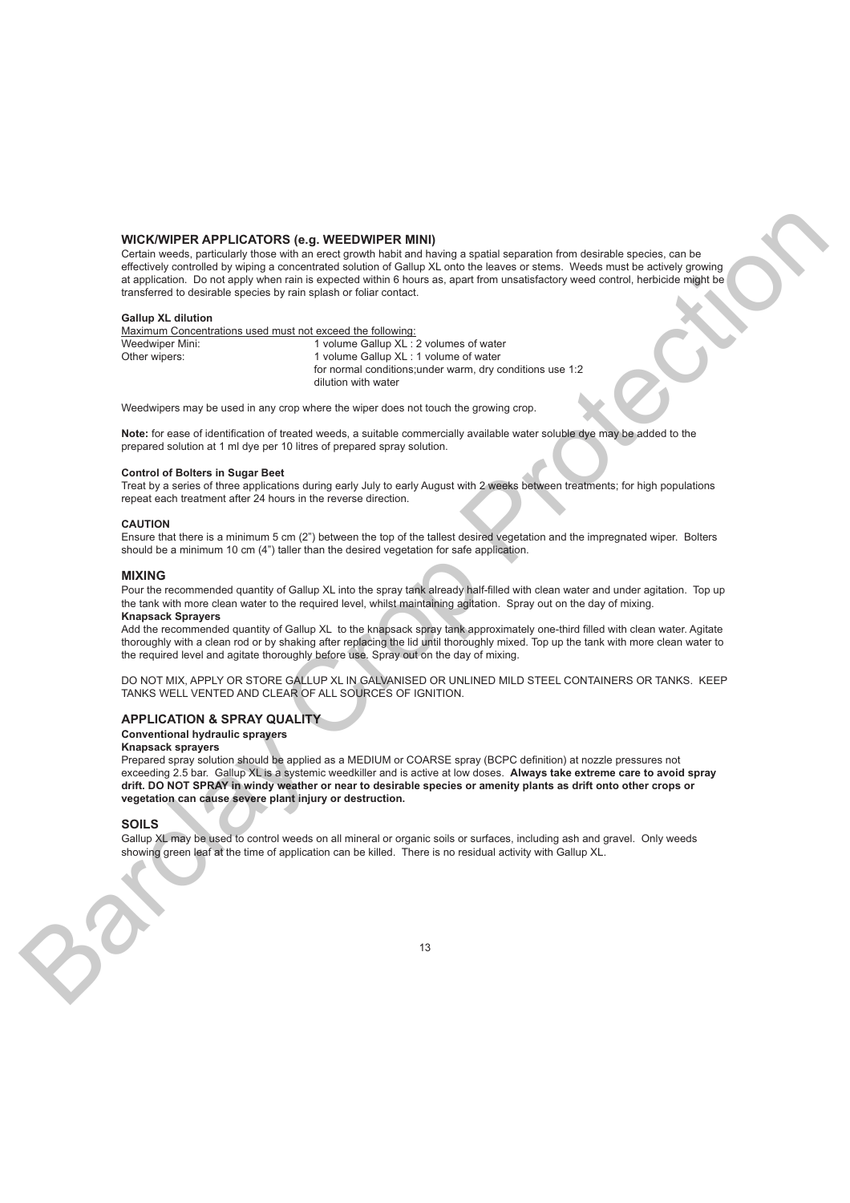## WICK/WIPER APPLICATORS (e.g. WEEDWIPER MINI)

Certain weeds, particularly those with an erect growth habit and having a spatial separation from desirable species, can be effectively controlled by wiping a concentrated solution of Gallup XL onto the leaves or stems. Weeds must be actively growing at application. Do not apply when rain is expected within 6 hours as, apart from unsatisfactory weed control, herbicide might be transferred to desirable species by rain splash or foliar contact.

**Gallup XL dilution**

Maximum Concentrations used must not exceed the following:

| | |
|---|---|
| Weedwiper Mini: | 1 volume Gallup XL : 2 volumes of water |
| Other wipers: | 1 volume Gallup XL : 1 volume of water for normal conditions;under warm, dry conditions use 1:2 dilution with water |

Weedwipers may be used in any crop where the wiper does not touch the growing crop.

**Note:** for ease of identification of treated weeds, a suitable commercially available water soluble dye may be added to the prepared solution at 1 ml dye per 10 litres of prepared spray solution.

**Control of Bolters in Sugar Beet**

Treat by a series of three applications during early July to early August with 2 weeks between treatments; for high populations repeat each treatment after 24 hours in the reverse direction.

**CAUTION**

Ensure that there is a minimum 5 cm (2") between the top of the tallest desired vegetation and the impregnated wiper. Bolters should be a minimum 10 cm (4") taller than the desired vegetation for safe application.

## MIXING

Pour the recommended quantity of Gallup XL into the spray tank already half-filled with clean water and under agitation. Top up the tank with more clean water to the required level, whilst maintaining agitation. Spray out on the day of mixing.

**Knapsack Sprayers**

Add the recommended quantity of Gallup XL to the knapsack spray tank approximately one-third filled with clean water. Agitate thoroughly with a clean rod or by shaking after replacing the lid until thoroughly mixed. Top up the tank with more clean water to the required level and agitate thoroughly before use. Spray out on the day of mixing.

DO NOT MIX, APPLY OR STORE GALLUP XL IN GALVANISED OR UNLINED MILD STEEL CONTAINERS OR TANKS. KEEP TANKS WELL VENTED AND CLEAR OF ALL SOURCES OF IGNITION.

## APPLICATION & SPRAY QUALITY

**Conventional hydraulic sprayers**

**Knapsack sprayers**

Prepared spray solution should be applied as a MEDIUM or COARSE spray (BCPC definition) at nozzle pressures not exceeding 2.5 bar. Gallup XL is a systemic weedkiller and is active at low doses. **Always take extreme care to avoid spray drift. DO NOT SPRAY in windy weather or near to desirable species or amenity plants as drift onto other crops or vegetation can cause severe plant injury or destruction.**

## SOILS

Gallup XL may be used to control weeds on all mineral or organic soils or surfaces, including ash and gravel. Only weeds showing green leaf at the time of application can be killed. There is no residual activity with Gallup XL.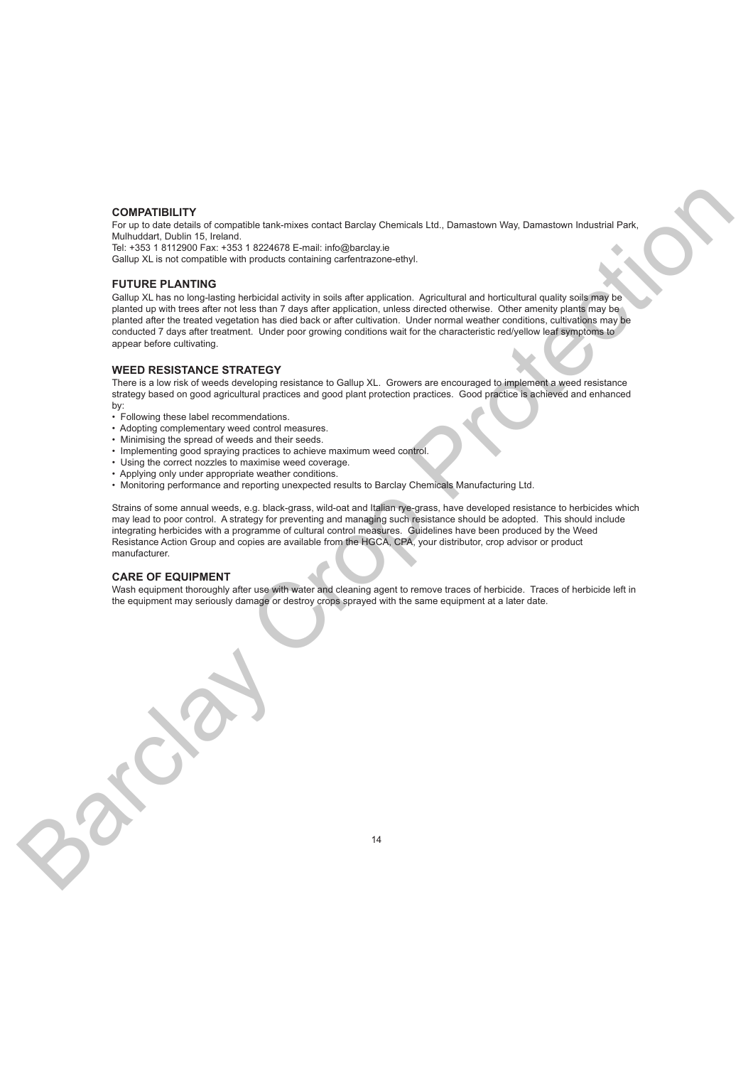## COMPATIBILITY

For up to date details of compatible tank-mixes contact Barclay Chemicals Ltd., Damastown Way, Damastown Industrial Park, Mulhuddart, Dublin 15, Ireland.
Tel: +353 1 8112900 Fax: +353 1 8224678 E-mail: info@barclay.ie
Gallup XL is not compatible with products containing carfentrazone-ethyl.

## FUTURE PLANTING

Gallup XL has no long-lasting herbicidal activity in soils after application. Agricultural and horticultural quality soils may be planted up with trees after not less than 7 days after application, unless directed otherwise. Other amenity plants may be planted after the treated vegetation has died back or after cultivation. Under normal weather conditions, cultivations may be conducted 7 days after treatment. Under poor growing conditions wait for the characteristic red/yellow leaf symptoms to appear before cultivating.

## WEED RESISTANCE STRATEGY

There is a low risk of weeds developing resistance to Gallup XL. Growers are encouraged to implement a weed resistance strategy based on good agricultural practices and good plant protection practices. Good practice is achieved and enhanced by:

- Following these label recommendations.
- Adopting complementary weed control measures.
- Minimising the spread of weeds and their seeds.
- Implementing good spraying practices to achieve maximum weed control.
- Using the correct nozzles to maximise weed coverage.
- Applying only under appropriate weather conditions.
- Monitoring performance and reporting unexpected results to Barclay Chemicals Manufacturing Ltd.

Strains of some annual weeds, e.g. black-grass, wild-oat and Italian rye-grass, have developed resistance to herbicides which may lead to poor control. A strategy for preventing and managing such resistance should be adopted. This should include integrating herbicides with a programme of cultural control measures. Guidelines have been produced by the Weed Resistance Action Group and copies are available from the HGCA, CPA, your distributor, crop advisor or product manufacturer.

## CARE OF EQUIPMENT

Wash equipment thoroughly after use with water and cleaning agent to remove traces of herbicide. Traces of herbicide left in the equipment may seriously damage or destroy crops sprayed with the same equipment at a later date.